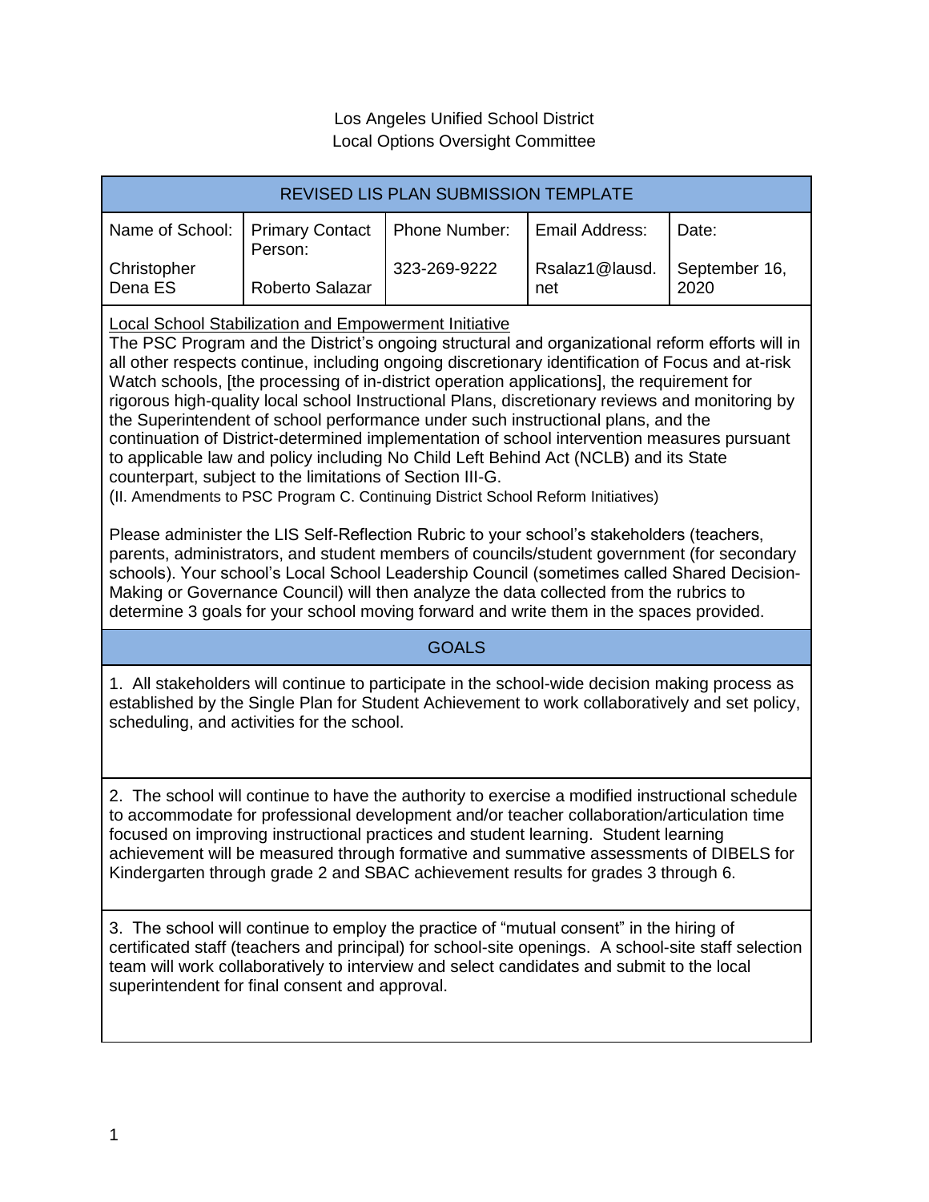Los Angeles Unified School District
Local Options Oversight Committee

| REVISED LIS PLAN SUBMISSION TEMPLATE | | | | |
|---|---|---|---|---|
| Name of School: | Primary Contact Person: | Phone Number: | Email Address: | Date: |
| Christopher Dena ES | Roberto Salazar | 323-269-9222 | Rsalaz1@lausd.net | September 16, 2020 |

<u>Local School Stabilization and Empowerment Initiative</u>

The PSC Program and the District's ongoing structural and organizational reform efforts will in all other respects continue, including ongoing discretionary identification of Focus and at-risk Watch schools, [the processing of in-district operation applications], the requirement for rigorous high-quality local school Instructional Plans, discretionary reviews and monitoring by the Superintendent of school performance under such instructional plans, and the continuation of District-determined implementation of school intervention measures pursuant to applicable law and policy including No Child Left Behind Act (NCLB) and its State counterpart, subject to the limitations of Section III-G.

(II. Amendments to PSC Program C. Continuing District School Reform Initiatives)

Please administer the LIS Self-Reflection Rubric to your school's stakeholders (teachers, parents, administrators, and student members of councils/student government (for secondary schools). Your school's Local School Leadership Council (sometimes called Shared Decision-Making or Governance Council) will then analyze the data collected from the rubrics to determine 3 goals for your school moving forward and write them in the spaces provided.

## GOALS

1. All stakeholders will continue to participate in the school-wide decision making process as established by the Single Plan for Student Achievement to work collaboratively and set policy, scheduling, and activities for the school.

2. The school will continue to have the authority to exercise a modified instructional schedule to accommodate for professional development and/or teacher collaboration/articulation time focused on improving instructional practices and student learning. Student learning achievement will be measured through formative and summative assessments of DIBELS for Kindergarten through grade 2 and SBAC achievement results for grades 3 through 6.

3. The school will continue to employ the practice of "mutual consent" in the hiring of certificated staff (teachers and principal) for school-site openings. A school-site staff selection team will work collaboratively to interview and select candidates and submit to the local superintendent for final consent and approval.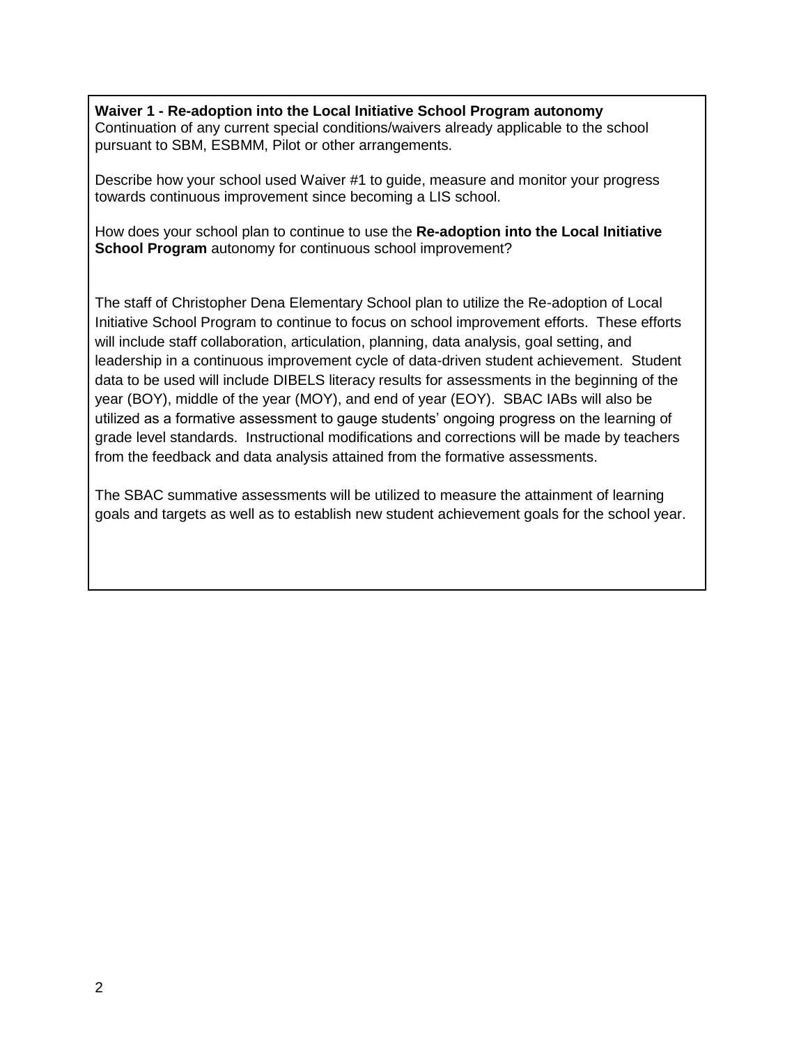**Waiver 1 - Re-adoption into the Local Initiative School Program autonomy**
Continuation of any current special conditions/waivers already applicable to the school pursuant to SBM, ESBMM, Pilot or other arrangements.

Describe how your school used Waiver #1 to guide, measure and monitor your progress towards continuous improvement since becoming a LIS school.

How does your school plan to continue to use the **Re-adoption into the Local Initiative School Program** autonomy for continuous school improvement?

The staff of Christopher Dena Elementary School plan to utilize the Re-adoption of Local Initiative School Program to continue to focus on school improvement efforts. These efforts will include staff collaboration, articulation, planning, data analysis, goal setting, and leadership in a continuous improvement cycle of data-driven student achievement. Student data to be used will include DIBELS literacy results for assessments in the beginning of the year (BOY), middle of the year (MOY), and end of year (EOY). SBAC IABs will also be utilized as a formative assessment to gauge students' ongoing progress on the learning of grade level standards. Instructional modifications and corrections will be made by teachers from the feedback and data analysis attained from the formative assessments.

The SBAC summative assessments will be utilized to measure the attainment of learning goals and targets as well as to establish new student achievement goals for the school year.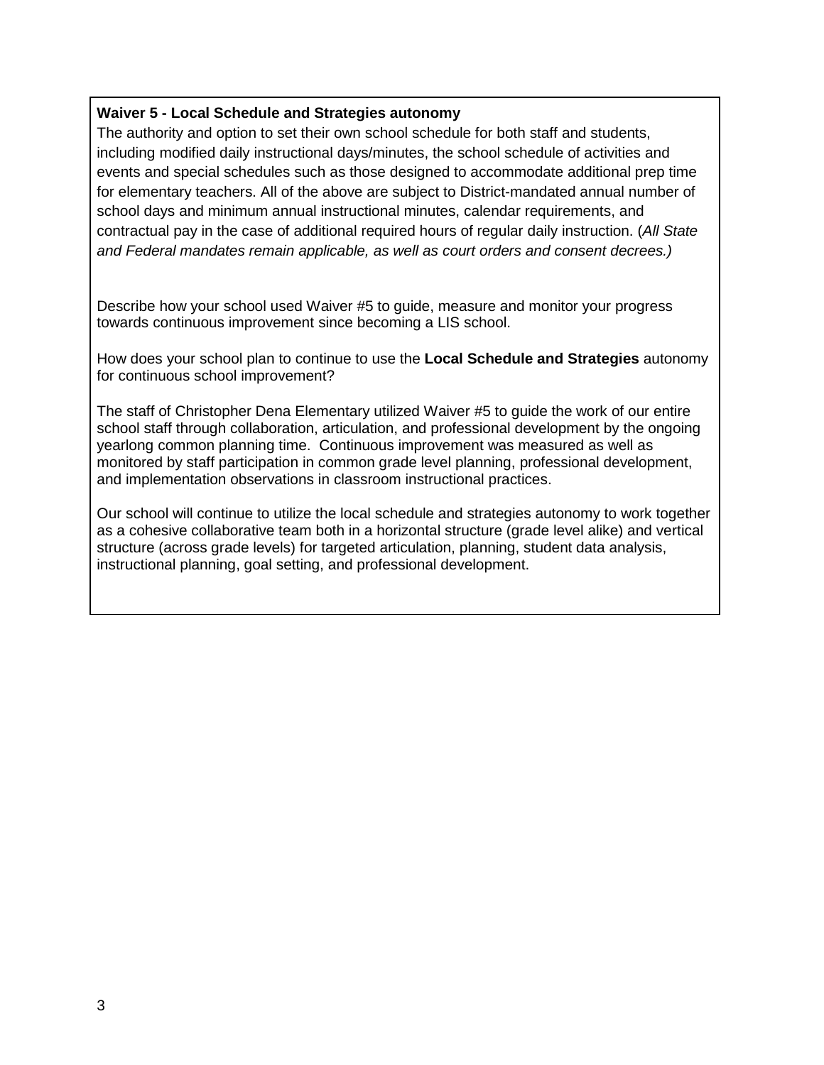**Waiver 5 - Local Schedule and Strategies autonomy**

The authority and option to set their own school schedule for both staff and students, including modified daily instructional days/minutes, the school schedule of activities and events and special schedules such as those designed to accommodate additional prep time for elementary teachers. All of the above are subject to District-mandated annual number of school days and minimum annual instructional minutes, calendar requirements, and contractual pay in the case of additional required hours of regular daily instruction. (*All State and Federal mandates remain applicable, as well as court orders and consent decrees.)*

Describe how your school used Waiver #5 to guide, measure and monitor your progress towards continuous improvement since becoming a LIS school.

How does your school plan to continue to use the **Local Schedule and Strategies** autonomy for continuous school improvement?

The staff of Christopher Dena Elementary utilized Waiver #5 to guide the work of our entire school staff through collaboration, articulation, and professional development by the ongoing yearlong common planning time. Continuous improvement was measured as well as monitored by staff participation in common grade level planning, professional development, and implementation observations in classroom instructional practices.

Our school will continue to utilize the local schedule and strategies autonomy to work together as a cohesive collaborative team both in a horizontal structure (grade level alike) and vertical structure (across grade levels) for targeted articulation, planning, student data analysis, instructional planning, goal setting, and professional development.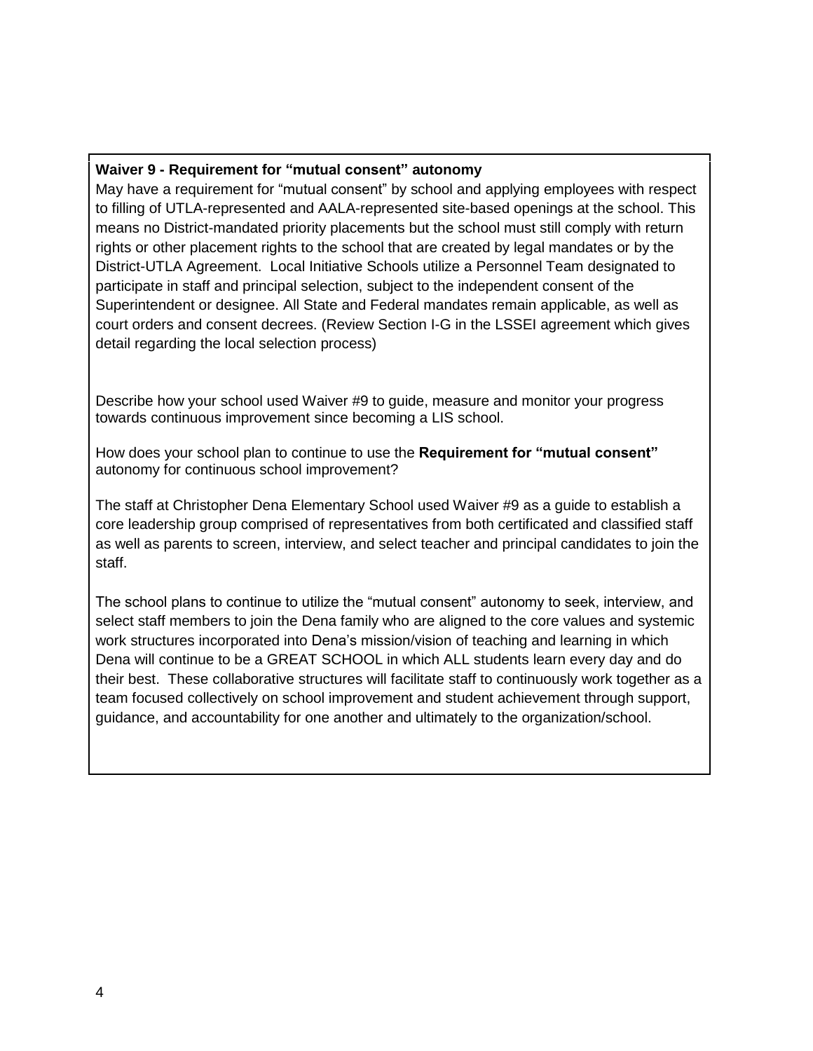**Waiver 9 - Requirement for "mutual consent" autonomy**

May have a requirement for "mutual consent" by school and applying employees with respect to filling of UTLA-represented and AALA-represented site-based openings at the school. This means no District-mandated priority placements but the school must still comply with return rights or other placement rights to the school that are created by legal mandates or by the District-UTLA Agreement. Local Initiative Schools utilize a Personnel Team designated to participate in staff and principal selection, subject to the independent consent of the Superintendent or designee. All State and Federal mandates remain applicable, as well as court orders and consent decrees. (Review Section I-G in the LSSEI agreement which gives detail regarding the local selection process)

Describe how your school used Waiver #9 to guide, measure and monitor your progress towards continuous improvement since becoming a LIS school.

How does your school plan to continue to use the **Requirement for "mutual consent"** autonomy for continuous school improvement?

The staff at Christopher Dena Elementary School used Waiver #9 as a guide to establish a core leadership group comprised of representatives from both certificated and classified staff as well as parents to screen, interview, and select teacher and principal candidates to join the staff.

The school plans to continue to utilize the "mutual consent" autonomy to seek, interview, and select staff members to join the Dena family who are aligned to the core values and systemic work structures incorporated into Dena's mission/vision of teaching and learning in which Dena will continue to be a GREAT SCHOOL in which ALL students learn every day and do their best. These collaborative structures will facilitate staff to continuously work together as a team focused collectively on school improvement and student achievement through support, guidance, and accountability for one another and ultimately to the organization/school.